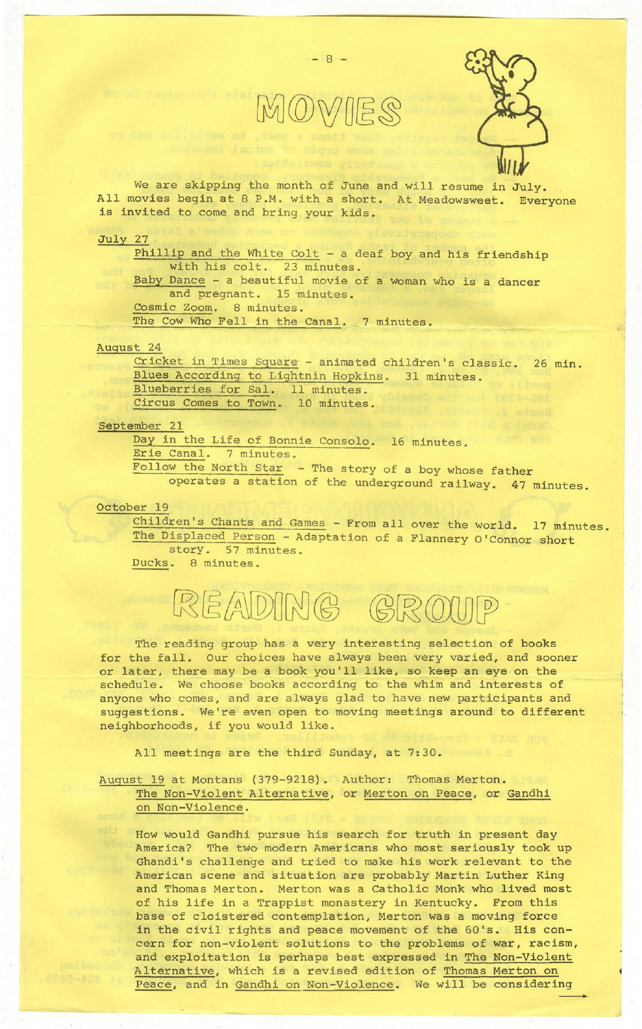# MOVIES

We are skipping the month of June and will resume in July. All movies begin at 8 P.M. with a short. At Meadowsweet. Everyone is invited to come and bring your kids.

July 27

- Phillip and the White Colt - a deaf boy and his friendship with his colt. 23 minutes.
- Baby Dance - a beautiful movie of a woman who is a dancer and pregnant. 15 minutes.
- Cosmic Zoom. 8 minutes.
- The Cow Who Fell in the Canal. 7 minutes.

August 24

- Cricket in Times Square - animated children's classic. 26 min.
- Blues According to Lightnin Hopkins. 31 minutes.
- Blueberries for Sal. 11 minutes.
- Circus Comes to Town. 10 minutes.

September 21

- Day in the Life of Bonnie Consolo. 16 minutes.
- Erie Canal. 7 minutes.
- Follow the North Star - The story of a boy whose father operates a station of the underground railway. 47 minutes.

October 19

- Children's Chants and Games - From all over the world. 17 minutes.
- The Displaced Person - Adaptation of a Flannery O'Connor short story. 57 minutes.
- Ducks. 8 minutes.

# READING GROUP

The reading group has a very interesting selection of books for the fall. Our choices have always been very varied, and sooner or later, there may be a book you'll like, so keep an eye on the schedule. We choose books according to the whim and interests of anyone who comes, and are always glad to have new participants and suggestions. We're even open to moving meetings around to different neighborhoods, if you would like.

All meetings are the third Sunday, at 7:30.

August 19 at Montans (379-9218). Author: Thomas Merton. The Non-Violent Alternative, or Merton on Peace, or Gandhi on Non-Violence.

How would Gandhi pursue his search for truth in present day America? The two modern Americans who most seriously took up Ghandi's challenge and tried to make his work relevant to the American scene and situation are probably Martin Luther King and Thomas Merton. Merton was a Catholic Monk who lived most of his life in a Trappist monastery in Kentucky. From this base of cloistered contemplation, Merton was a moving force in the civil rights and peace movement of the 60's. His concern for non-violent solutions to the problems of war, racism, and exploitation is perhaps best expressed in The Non-Violent Alternative, which is a revised edition of Thomas Merton on Peace, and in Gandhi on Non-Violence. We will be considering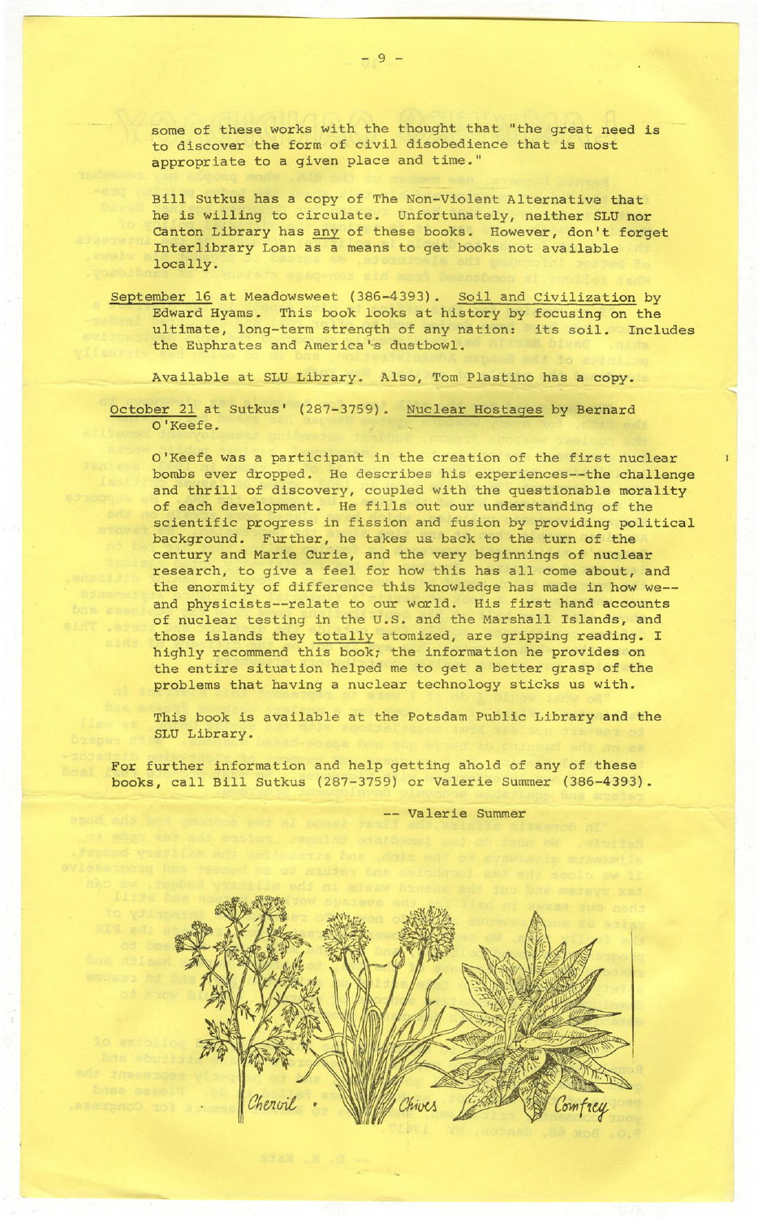some of these works with the thought that "the great need is to discover the form of civil disobedience that is most appropriate to a given place and time."

Bill Sutkus has a copy of The Non-Violent Alternative that he is willing to circulate. Unfortunately, neither SLU nor Canton Library has any of these books. However, don't forget Interlibrary Loan as a means to get books not available locally.

September 16 at Meadowsweet (386-4393). Soil and Civilization by Edward Hyams. This book looks at history by focusing on the ultimate, long-term strength of any nation: its soil. Includes the Euphrates and America's dustbowl.

Available at SLU Library. Also, Tom Plastino has a copy.

October 21 at Sutkus' (287-3759). Nuclear Hostages by Bernard O'Keefe.

O'Keefe was a participant in the creation of the first nuclear bombs ever dropped. He describes his experiences--the challenge and thrill of discovery, coupled with the questionable morality of each development. He fills out our understanding of the scientific progress in fission and fusion by providing political background. Further, he takes us back to the turn of the century and Marie Curie, and the very beginnings of nuclear research, to give a feel for how this has all come about, and the enormity of difference this knowledge has made in how we--and physicists--relate to our world. His first hand accounts of nuclear testing in the U.S. and the Marshall Islands, and those islands they totally atomized, are gripping reading. I highly recommend this book; the information he provides on the entire situation helped me to get a better grasp of the problems that having a nuclear technology sticks us with.

This book is available at the Potsdam Public Library and the SLU Library.

For further information and help getting ahold of any of these books, call Bill Sutkus (287-3759) or Valerie Summer (386-4393).

-- Valerie Summer

Chervil · Chives · Comfrey